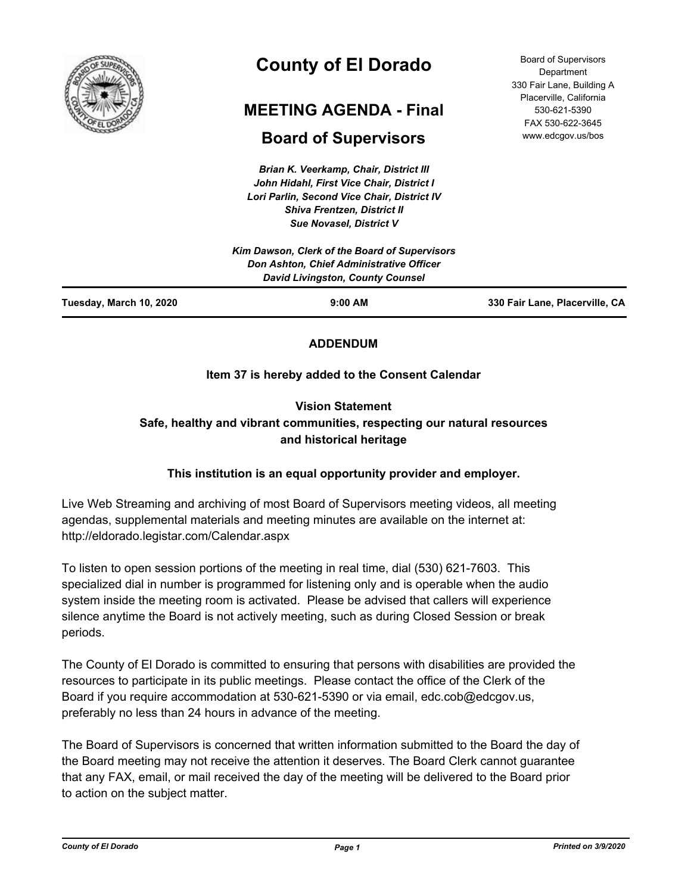# County of El Dorado

## MEETING AGENDA - Final

## Board of Supervisors

Board of Supervisors Department
330 Fair Lane, Building A
Placerville, California
530-621-5390
FAX 530-622-3645
www.edcgov.us/bos

***Brian K. Veerkamp, Chair, District III***
***John Hidahl, First Vice Chair, District I***
***Lori Parlin, Second Vice Chair, District IV***
***Shiva Frentzen, District II***
***Sue Novasel, District V***

***Kim Dawson, Clerk of the Board of Supervisors***
***Don Ashton, Chief Administrative Officer***
***David Livingston, County Counsel***

| **Tuesday, March 10, 2020** | **9:00 AM** | **330 Fair Lane, Placerville, CA** |
|---|---|---|

**ADDENDUM**

**Item 37 is hereby added to the Consent Calendar**

**Vision Statement**
**Safe, healthy and vibrant communities, respecting our natural resources and historical heritage**

**This institution is an equal opportunity provider and employer.**

Live Web Streaming and archiving of most Board of Supervisors meeting videos, all meeting agendas, supplemental materials and meeting minutes are available on the internet at: http://eldorado.legistar.com/Calendar.aspx

To listen to open session portions of the meeting in real time, dial (530) 621-7603. This specialized dial in number is programmed for listening only and is operable when the audio system inside the meeting room is activated. Please be advised that callers will experience silence anytime the Board is not actively meeting, such as during Closed Session or break periods.

The County of El Dorado is committed to ensuring that persons with disabilities are provided the resources to participate in its public meetings. Please contact the office of the Clerk of the Board if you require accommodation at 530-621-5390 or via email, edc.cob@edcgov.us, preferably no less than 24 hours in advance of the meeting.

The Board of Supervisors is concerned that written information submitted to the Board the day of the Board meeting may not receive the attention it deserves. The Board Clerk cannot guarantee that any FAX, email, or mail received the day of the meeting will be delivered to the Board prior to action on the subject matter.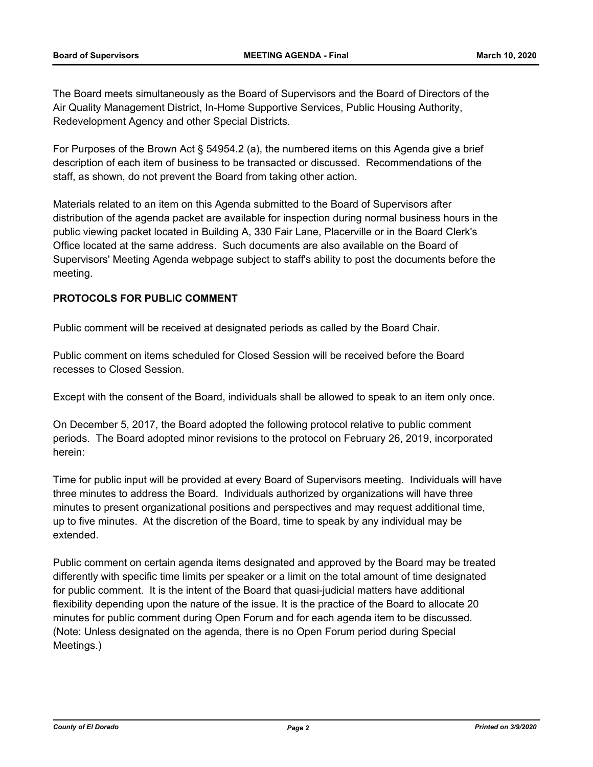The Board meets simultaneously as the Board of Supervisors and the Board of Directors of the Air Quality Management District, In-Home Supportive Services, Public Housing Authority, Redevelopment Agency and other Special Districts.

For Purposes of the Brown Act § 54954.2 (a), the numbered items on this Agenda give a brief description of each item of business to be transacted or discussed. Recommendations of the staff, as shown, do not prevent the Board from taking other action.

Materials related to an item on this Agenda submitted to the Board of Supervisors after distribution of the agenda packet are available for inspection during normal business hours in the public viewing packet located in Building A, 330 Fair Lane, Placerville or in the Board Clerk's Office located at the same address. Such documents are also available on the Board of Supervisors' Meeting Agenda webpage subject to staff's ability to post the documents before the meeting.

**PROTOCOLS FOR PUBLIC COMMENT**

Public comment will be received at designated periods as called by the Board Chair.

Public comment on items scheduled for Closed Session will be received before the Board recesses to Closed Session.

Except with the consent of the Board, individuals shall be allowed to speak to an item only once.

On December 5, 2017, the Board adopted the following protocol relative to public comment periods. The Board adopted minor revisions to the protocol on February 26, 2019, incorporated herein:

Time for public input will be provided at every Board of Supervisors meeting. Individuals will have three minutes to address the Board. Individuals authorized by organizations will have three minutes to present organizational positions and perspectives and may request additional time, up to five minutes. At the discretion of the Board, time to speak by any individual may be extended.

Public comment on certain agenda items designated and approved by the Board may be treated differently with specific time limits per speaker or a limit on the total amount of time designated for public comment. It is the intent of the Board that quasi-judicial matters have additional flexibility depending upon the nature of the issue. It is the practice of the Board to allocate 20 minutes for public comment during Open Forum and for each agenda item to be discussed. (Note: Unless designated on the agenda, there is no Open Forum period during Special Meetings.)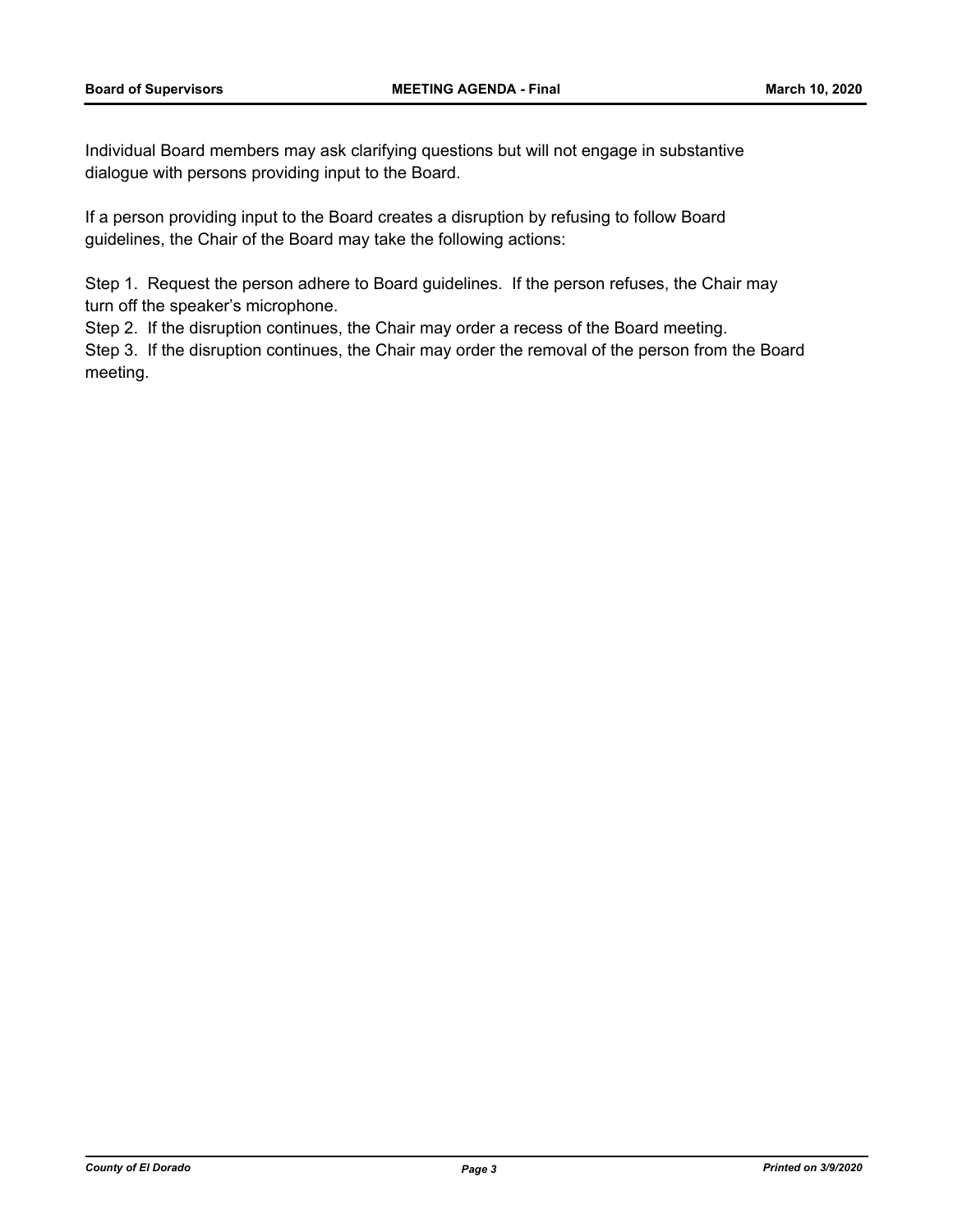Individual Board members may ask clarifying questions but will not engage in substantive dialogue with persons providing input to the Board.

If a person providing input to the Board creates a disruption by refusing to follow Board guidelines, the Chair of the Board may take the following actions:

Step 1. Request the person adhere to Board guidelines. If the person refuses, the Chair may turn off the speaker's microphone.

Step 2. If the disruption continues, the Chair may order a recess of the Board meeting.

Step 3. If the disruption continues, the Chair may order the removal of the person from the Board meeting.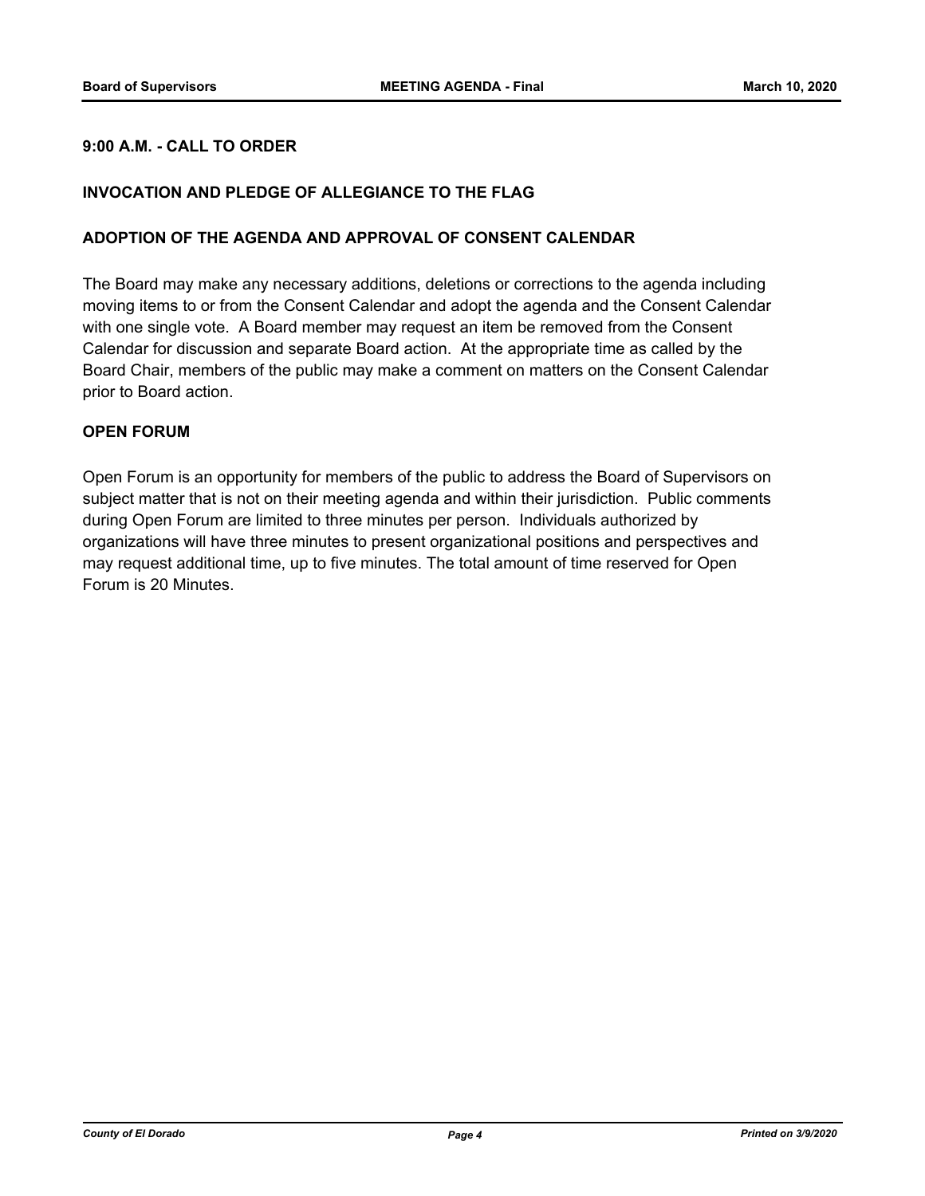**9:00 A.M. - CALL TO ORDER**

**INVOCATION AND PLEDGE OF ALLEGIANCE TO THE FLAG**

**ADOPTION OF THE AGENDA AND APPROVAL OF CONSENT CALENDAR**

The Board may make any necessary additions, deletions or corrections to the agenda including moving items to or from the Consent Calendar and adopt the agenda and the Consent Calendar with one single vote. A Board member may request an item be removed from the Consent Calendar for discussion and separate Board action. At the appropriate time as called by the Board Chair, members of the public may make a comment on matters on the Consent Calendar prior to Board action.

**OPEN FORUM**

Open Forum is an opportunity for members of the public to address the Board of Supervisors on subject matter that is not on their meeting agenda and within their jurisdiction. Public comments during Open Forum are limited to three minutes per person. Individuals authorized by organizations will have three minutes to present organizational positions and perspectives and may request additional time, up to five minutes. The total amount of time reserved for Open Forum is 20 Minutes.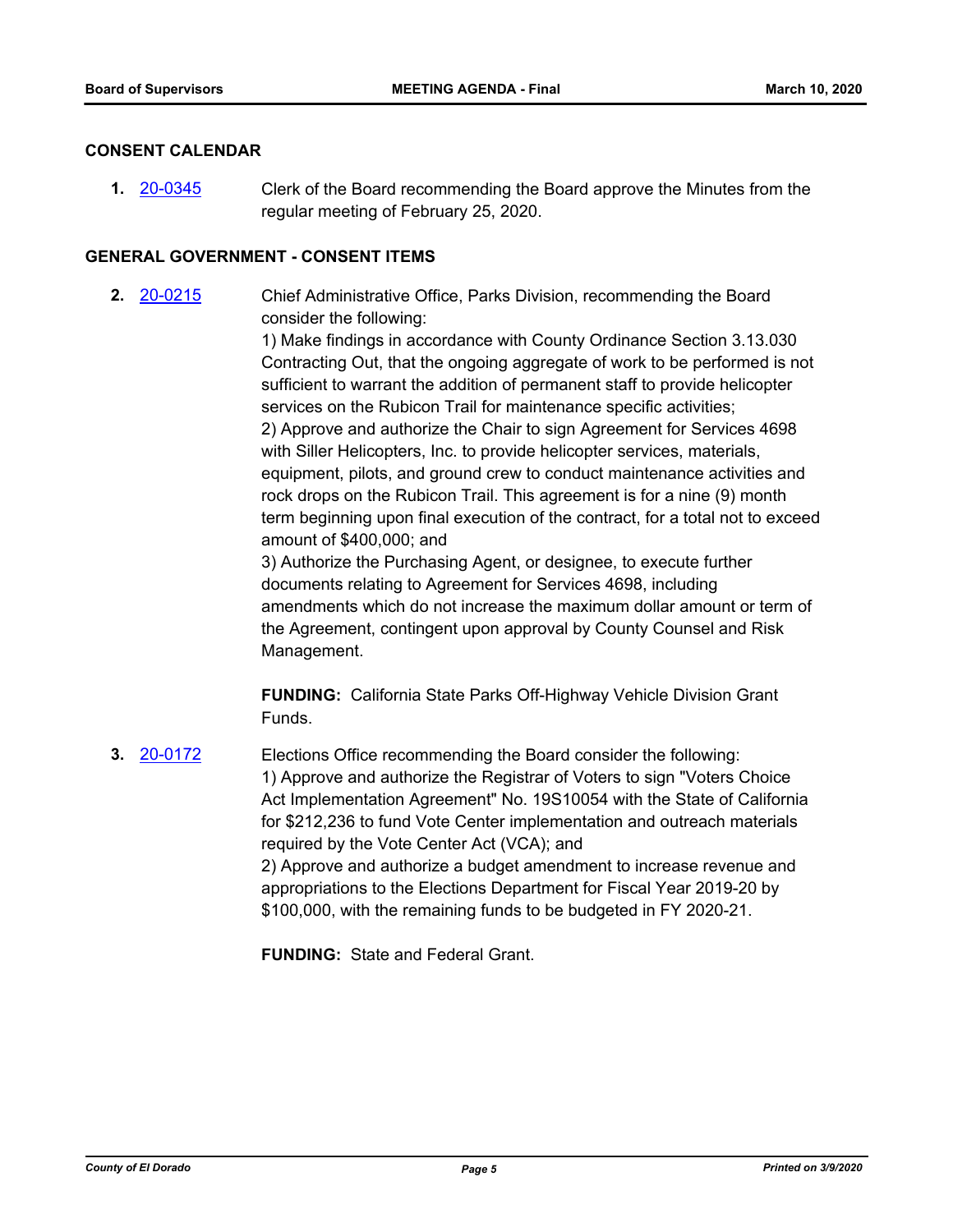## CONSENT CALENDAR

**1.** 20-0345 Clerk of the Board recommending the Board approve the Minutes from the regular meeting of February 25, 2020.

## GENERAL GOVERNMENT - CONSENT ITEMS

**2.** 20-0215 Chief Administrative Office, Parks Division, recommending the Board consider the following:

1) Make findings in accordance with County Ordinance Section 3.13.030 Contracting Out, that the ongoing aggregate of work to be performed is not sufficient to warrant the addition of permanent staff to provide helicopter services on the Rubicon Trail for maintenance specific activities;
2) Approve and authorize the Chair to sign Agreement for Services 4698 with Siller Helicopters, Inc. to provide helicopter services, materials, equipment, pilots, and ground crew to conduct maintenance activities and rock drops on the Rubicon Trail. This agreement is for a nine (9) month term beginning upon final execution of the contract, for a total not to exceed amount of $400,000; and
3) Authorize the Purchasing Agent, or designee, to execute further documents relating to Agreement for Services 4698, including amendments which do not increase the maximum dollar amount or term of the Agreement, contingent upon approval by County Counsel and Risk Management.

**FUNDING:** California State Parks Off-Highway Vehicle Division Grant Funds.

**3.** 20-0172 Elections Office recommending the Board consider the following:

1) Approve and authorize the Registrar of Voters to sign "Voters Choice Act Implementation Agreement" No. 19S10054 with the State of California for $212,236 to fund Vote Center implementation and outreach materials required by the Vote Center Act (VCA); and
2) Approve and authorize a budget amendment to increase revenue and appropriations to the Elections Department for Fiscal Year 2019-20 by $100,000, with the remaining funds to be budgeted in FY 2020-21.

**FUNDING:** State and Federal Grant.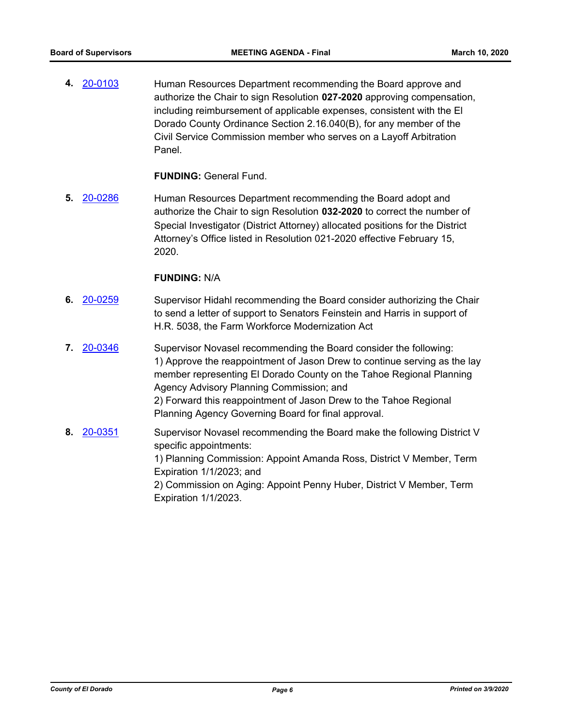**4.** 20-0103 Human Resources Department recommending the Board approve and authorize the Chair to sign Resolution **027-2020** approving compensation, including reimbursement of applicable expenses, consistent with the El Dorado County Ordinance Section 2.16.040(B), for any member of the Civil Service Commission member who serves on a Layoff Arbitration Panel.

**FUNDING:** General Fund.

**5.** 20-0286 Human Resources Department recommending the Board adopt and authorize the Chair to sign Resolution **032-2020** to correct the number of Special Investigator (District Attorney) allocated positions for the District Attorney's Office listed in Resolution 021-2020 effective February 15, 2020.

**FUNDING:** N/A

**6.** 20-0259 Supervisor Hidahl recommending the Board consider authorizing the Chair to send a letter of support to Senators Feinstein and Harris in support of H.R. 5038, the Farm Workforce Modernization Act

**7.** 20-0346 Supervisor Novasel recommending the Board consider the following:
1) Approve the reappointment of Jason Drew to continue serving as the lay member representing El Dorado County on the Tahoe Regional Planning Agency Advisory Planning Commission; and
2) Forward this reappointment of Jason Drew to the Tahoe Regional Planning Agency Governing Board for final approval.

**8.** 20-0351 Supervisor Novasel recommending the Board make the following District V specific appointments:
1) Planning Commission: Appoint Amanda Ross, District V Member, Term Expiration 1/1/2023; and
2) Commission on Aging: Appoint Penny Huber, District V Member, Term Expiration 1/1/2023.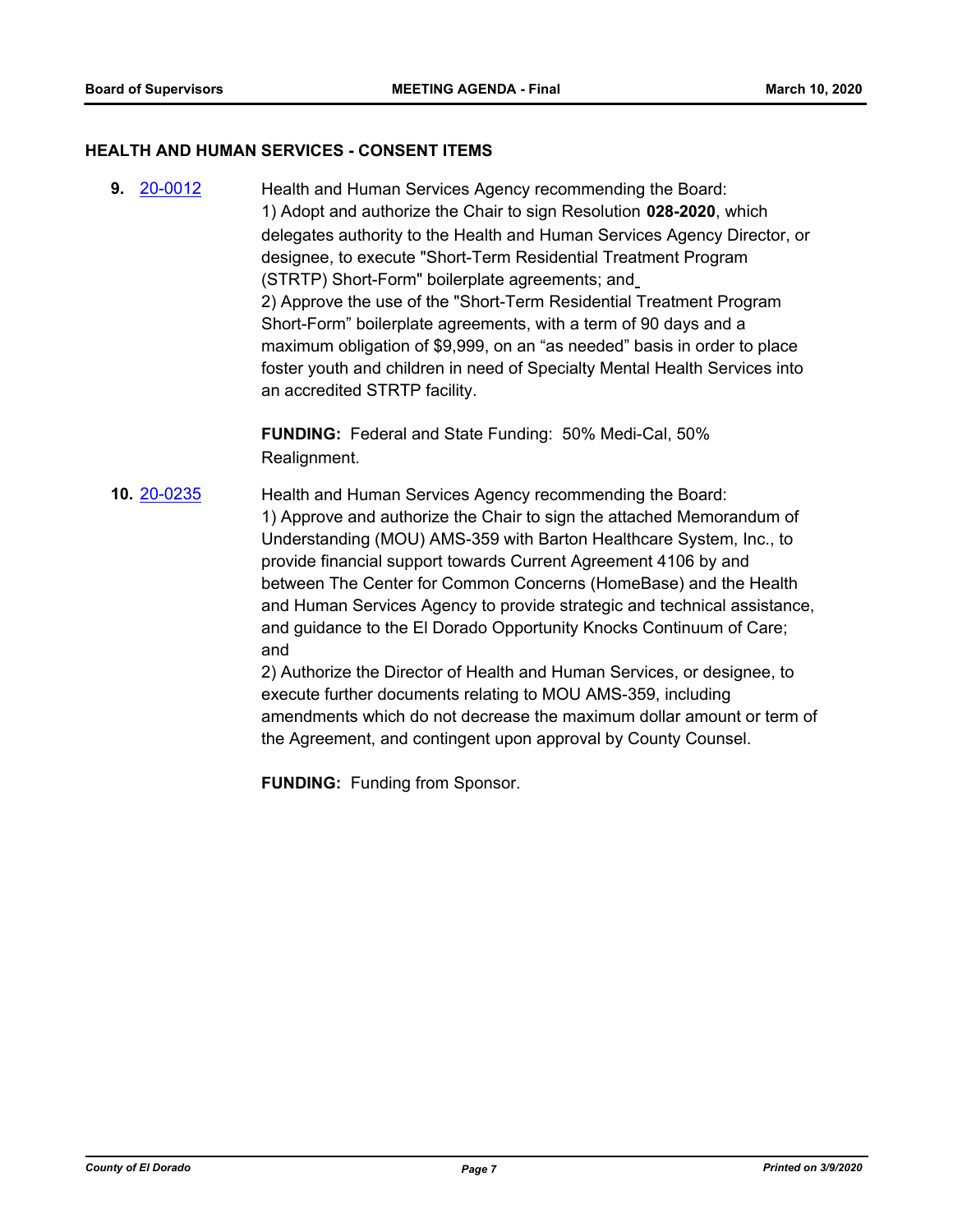## HEALTH AND HUMAN SERVICES - CONSENT ITEMS

**9.** 20-0012 Health and Human Services Agency recommending the Board:
1) Adopt and authorize the Chair to sign Resolution **028-2020**, which delegates authority to the Health and Human Services Agency Director, or designee, to execute "Short-Term Residential Treatment Program (STRTP) Short-Form" boilerplate agreements; and
2) Approve the use of the "Short-Term Residential Treatment Program Short-Form" boilerplate agreements, with a term of 90 days and a maximum obligation of $9,999, on an "as needed" basis in order to place foster youth and children in need of Specialty Mental Health Services into an accredited STRTP facility.

**FUNDING:** Federal and State Funding: 50% Medi-Cal, 50% Realignment.

**10.** 20-0235 Health and Human Services Agency recommending the Board:
1) Approve and authorize the Chair to sign the attached Memorandum of Understanding (MOU) AMS-359 with Barton Healthcare System, Inc., to provide financial support towards Current Agreement 4106 by and between The Center for Common Concerns (HomeBase) and the Health and Human Services Agency to provide strategic and technical assistance, and guidance to the El Dorado Opportunity Knocks Continuum of Care; and
2) Authorize the Director of Health and Human Services, or designee, to execute further documents relating to MOU AMS-359, including amendments which do not decrease the maximum dollar amount or term of the Agreement, and contingent upon approval by County Counsel.

**FUNDING:** Funding from Sponsor.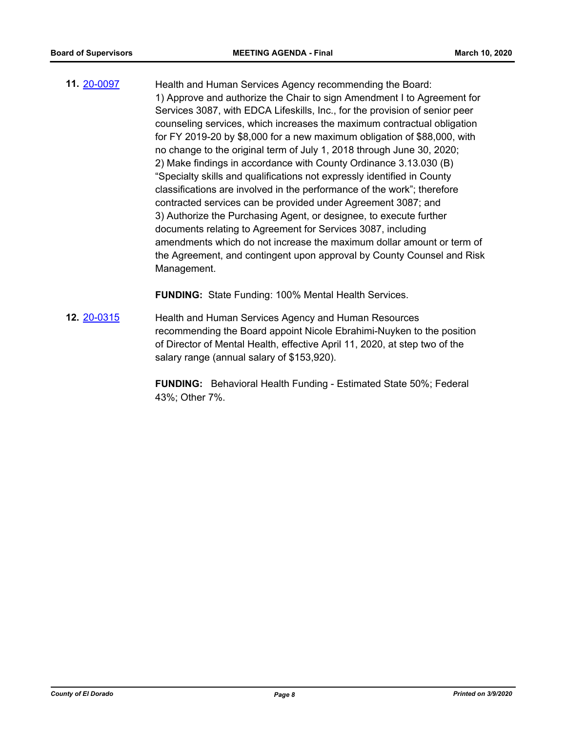**11.** [20-0097](20-0097)

Health and Human Services Agency recommending the Board:
1) Approve and authorize the Chair to sign Amendment I to Agreement for Services 3087, with EDCA Lifeskills, Inc., for the provision of senior peer counseling services, which increases the maximum contractual obligation for FY 2019-20 by $8,000 for a new maximum obligation of $88,000, with no change to the original term of July 1, 2018 through June 30, 2020;
2) Make findings in accordance with County Ordinance 3.13.030 (B) "Specialty skills and qualifications not expressly identified in County classifications are involved in the performance of the work"; therefore contracted services can be provided under Agreement 3087; and
3) Authorize the Purchasing Agent, or designee, to execute further documents relating to Agreement for Services 3087, including amendments which do not increase the maximum dollar amount or term of the Agreement, and contingent upon approval by County Counsel and Risk Management.

**FUNDING:** State Funding: 100% Mental Health Services.

**12.** [20-0315](20-0315)

Health and Human Services Agency and Human Resources recommending the Board appoint Nicole Ebrahimi-Nuyken to the position of Director of Mental Health, effective April 11, 2020, at step two of the salary range (annual salary of $153,920).

**FUNDING:** Behavioral Health Funding - Estimated State 50%; Federal 43%; Other 7%.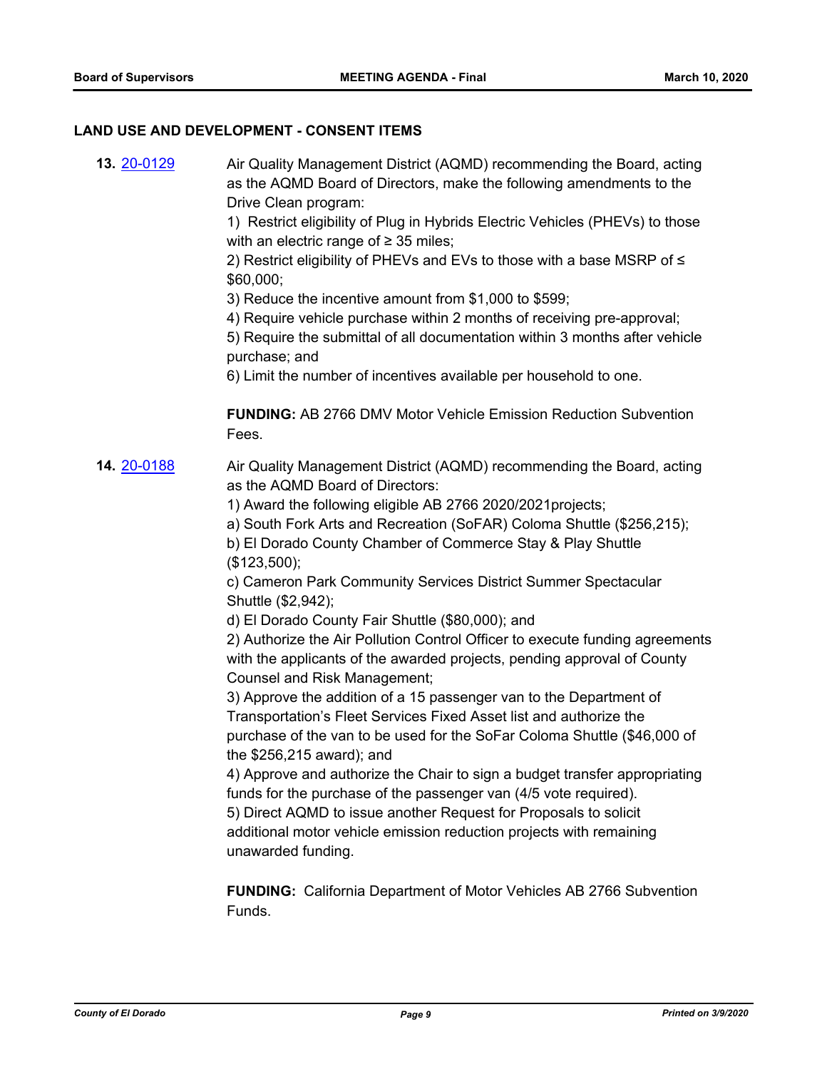## LAND USE AND DEVELOPMENT - CONSENT ITEMS

**13.** [20-0129](20-0129)

Air Quality Management District (AQMD) recommending the Board, acting as the AQMD Board of Directors, make the following amendments to the Drive Clean program:

1) Restrict eligibility of Plug in Hybrids Electric Vehicles (PHEVs) to those with an electric range of ≥ 35 miles;

2) Restrict eligibility of PHEVs and EVs to those with a base MSRP of ≤ $60,000;

3) Reduce the incentive amount from $1,000 to $599;

4) Require vehicle purchase within 2 months of receiving pre-approval;

5) Require the submittal of all documentation within 3 months after vehicle purchase; and

6) Limit the number of incentives available per household to one.

**FUNDING:** AB 2766 DMV Motor Vehicle Emission Reduction Subvention Fees.

**14.** [20-0188](20-0188)

Air Quality Management District (AQMD) recommending the Board, acting as the AQMD Board of Directors:

1) Award the following eligible AB 2766 2020/2021projects;

a) South Fork Arts and Recreation (SoFAR) Coloma Shuttle ($256,215);

b) El Dorado County Chamber of Commerce Stay & Play Shuttle ($123,500);

c) Cameron Park Community Services District Summer Spectacular Shuttle ($2,942);

d) El Dorado County Fair Shuttle ($80,000); and

2) Authorize the Air Pollution Control Officer to execute funding agreements with the applicants of the awarded projects, pending approval of County Counsel and Risk Management;

3) Approve the addition of a 15 passenger van to the Department of Transportation's Fleet Services Fixed Asset list and authorize the purchase of the van to be used for the SoFar Coloma Shuttle ($46,000 of the $256,215 award); and

4) Approve and authorize the Chair to sign a budget transfer appropriating funds for the purchase of the passenger van (4/5 vote required).

5) Direct AQMD to issue another Request for Proposals to solicit additional motor vehicle emission reduction projects with remaining unawarded funding.

**FUNDING:** California Department of Motor Vehicles AB 2766 Subvention Funds.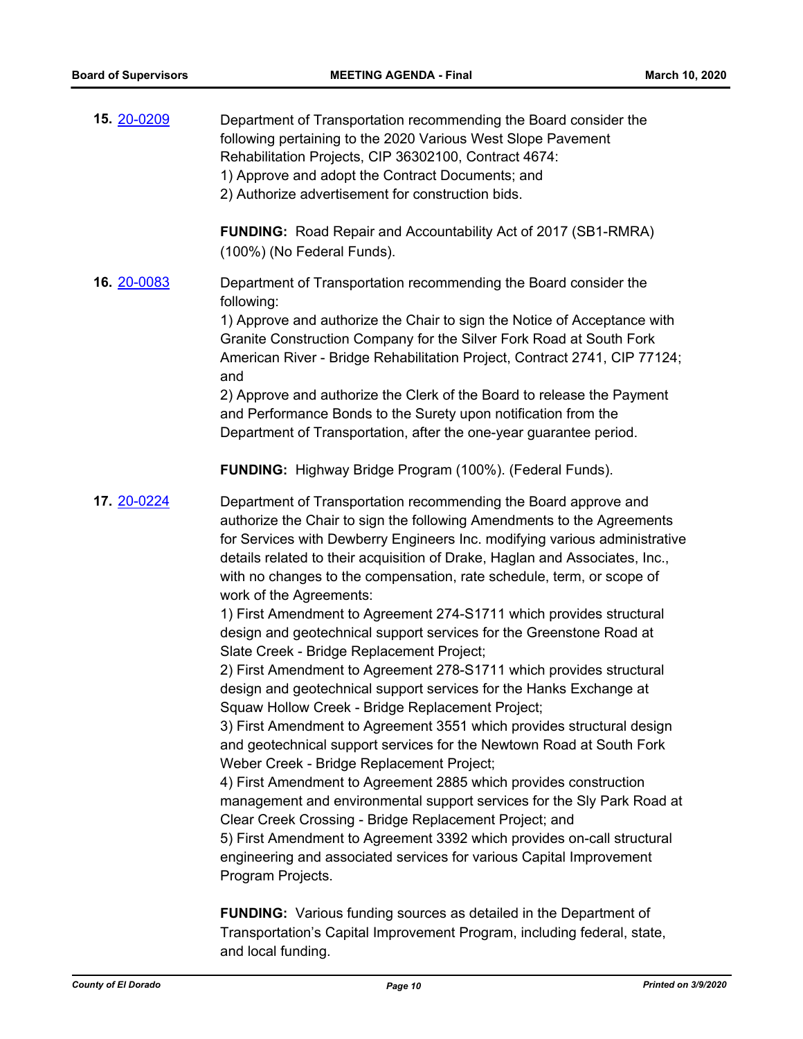**15.** [20-0209](20-0209)

Department of Transportation recommending the Board consider the following pertaining to the 2020 Various West Slope Pavement Rehabilitation Projects, CIP 36302100, Contract 4674:
1) Approve and adopt the Contract Documents; and
2) Authorize advertisement for construction bids.

**FUNDING:** Road Repair and Accountability Act of 2017 (SB1-RMRA) (100%) (No Federal Funds).

**16.** [20-0083](20-0083)

Department of Transportation recommending the Board consider the following:
1) Approve and authorize the Chair to sign the Notice of Acceptance with Granite Construction Company for the Silver Fork Road at South Fork American River - Bridge Rehabilitation Project, Contract 2741, CIP 77124; and
2) Approve and authorize the Clerk of the Board to release the Payment and Performance Bonds to the Surety upon notification from the Department of Transportation, after the one-year guarantee period.

**FUNDING:** Highway Bridge Program (100%). (Federal Funds).

**17.** [20-0224](20-0224)

Department of Transportation recommending the Board approve and authorize the Chair to sign the following Amendments to the Agreements for Services with Dewberry Engineers Inc. modifying various administrative details related to their acquisition of Drake, Haglan and Associates, Inc., with no changes to the compensation, rate schedule, term, or scope of work of the Agreements:
1) First Amendment to Agreement 274-S1711 which provides structural design and geotechnical support services for the Greenstone Road at Slate Creek - Bridge Replacement Project;
2) First Amendment to Agreement 278-S1711 which provides structural design and geotechnical support services for the Hanks Exchange at Squaw Hollow Creek - Bridge Replacement Project;
3) First Amendment to Agreement 3551 which provides structural design and geotechnical support services for the Newtown Road at South Fork Weber Creek - Bridge Replacement Project;
4) First Amendment to Agreement 2885 which provides construction management and environmental support services for the Sly Park Road at Clear Creek Crossing - Bridge Replacement Project; and
5) First Amendment to Agreement 3392 which provides on-call structural engineering and associated services for various Capital Improvement Program Projects.

**FUNDING:** Various funding sources as detailed in the Department of Transportation's Capital Improvement Program, including federal, state, and local funding.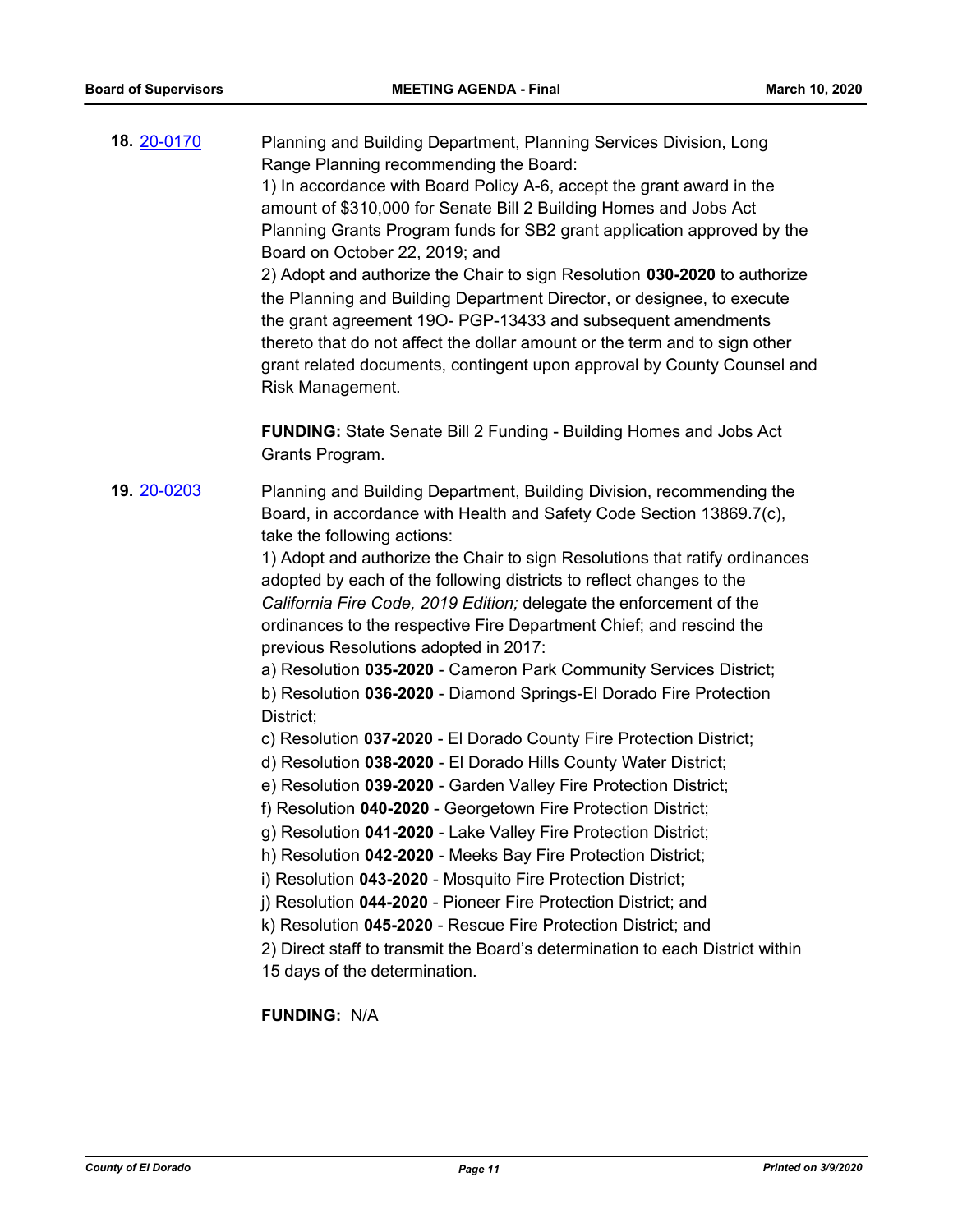**18.** [20-0170](20-0170)

Planning and Building Department, Planning Services Division, Long Range Planning recommending the Board:

1) In accordance with Board Policy A-6, accept the grant award in the amount of $310,000 for Senate Bill 2 Building Homes and Jobs Act Planning Grants Program funds for SB2 grant application approved by the Board on October 22, 2019; and

2) Adopt and authorize the Chair to sign Resolution **030-2020** to authorize the Planning and Building Department Director, or designee, to execute the grant agreement 19O- PGP-13433 and subsequent amendments thereto that do not affect the dollar amount or the term and to sign other grant related documents, contingent upon approval by County Counsel and Risk Management.

**FUNDING:** State Senate Bill 2 Funding - Building Homes and Jobs Act Grants Program.

**19.** [20-0203](20-0203)

Planning and Building Department, Building Division, recommending the Board, in accordance with Health and Safety Code Section 13869.7(c), take the following actions:

1) Adopt and authorize the Chair to sign Resolutions that ratify ordinances adopted by each of the following districts to reflect changes to the *California Fire Code, 2019 Edition;* delegate the enforcement of the ordinances to the respective Fire Department Chief; and rescind the previous Resolutions adopted in 2017:

a) Resolution **035-2020** - Cameron Park Community Services District;

b) Resolution **036-2020** - Diamond Springs-El Dorado Fire Protection District;

c) Resolution **037-2020** - El Dorado County Fire Protection District;

d) Resolution **038-2020** - El Dorado Hills County Water District;

e) Resolution **039-2020** - Garden Valley Fire Protection District;

f) Resolution **040-2020** - Georgetown Fire Protection District;

g) Resolution **041-2020** - Lake Valley Fire Protection District;

h) Resolution **042-2020** - Meeks Bay Fire Protection District;

i) Resolution **043-2020** - Mosquito Fire Protection District;

j) Resolution **044-2020** - Pioneer Fire Protection District; and

k) Resolution **045-2020** - Rescue Fire Protection District; and

2) Direct staff to transmit the Board's determination to each District within 15 days of the determination.

**FUNDING:** N/A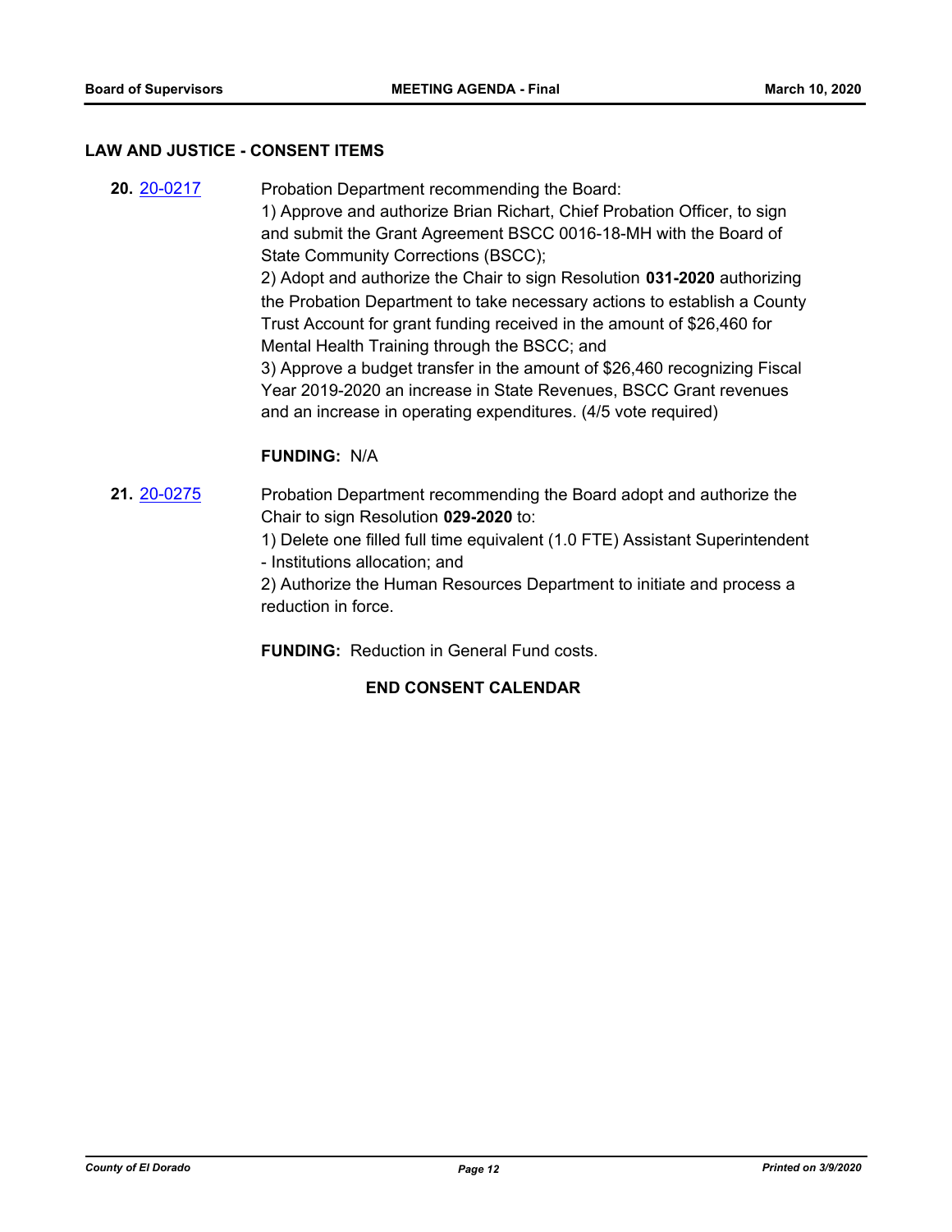## LAW AND JUSTICE - CONSENT ITEMS

**20.** [20-0217](20-0217)

Probation Department recommending the Board:
1) Approve and authorize Brian Richart, Chief Probation Officer, to sign and submit the Grant Agreement BSCC 0016-18-MH with the Board of State Community Corrections (BSCC);
2) Adopt and authorize the Chair to sign Resolution **031-2020** authorizing the Probation Department to take necessary actions to establish a County Trust Account for grant funding received in the amount of $26,460 for Mental Health Training through the BSCC; and
3) Approve a budget transfer in the amount of $26,460 recognizing Fiscal Year 2019-2020 an increase in State Revenues, BSCC Grant revenues and an increase in operating expenditures. (4/5 vote required)

**FUNDING:** N/A

**21.** [20-0275](20-0275)

Probation Department recommending the Board adopt and authorize the Chair to sign Resolution **029-2020** to:
1) Delete one filled full time equivalent (1.0 FTE) Assistant Superintendent - Institutions allocation; and
2) Authorize the Human Resources Department to initiate and process a reduction in force.

**FUNDING:** Reduction in General Fund costs.

**END CONSENT CALENDAR**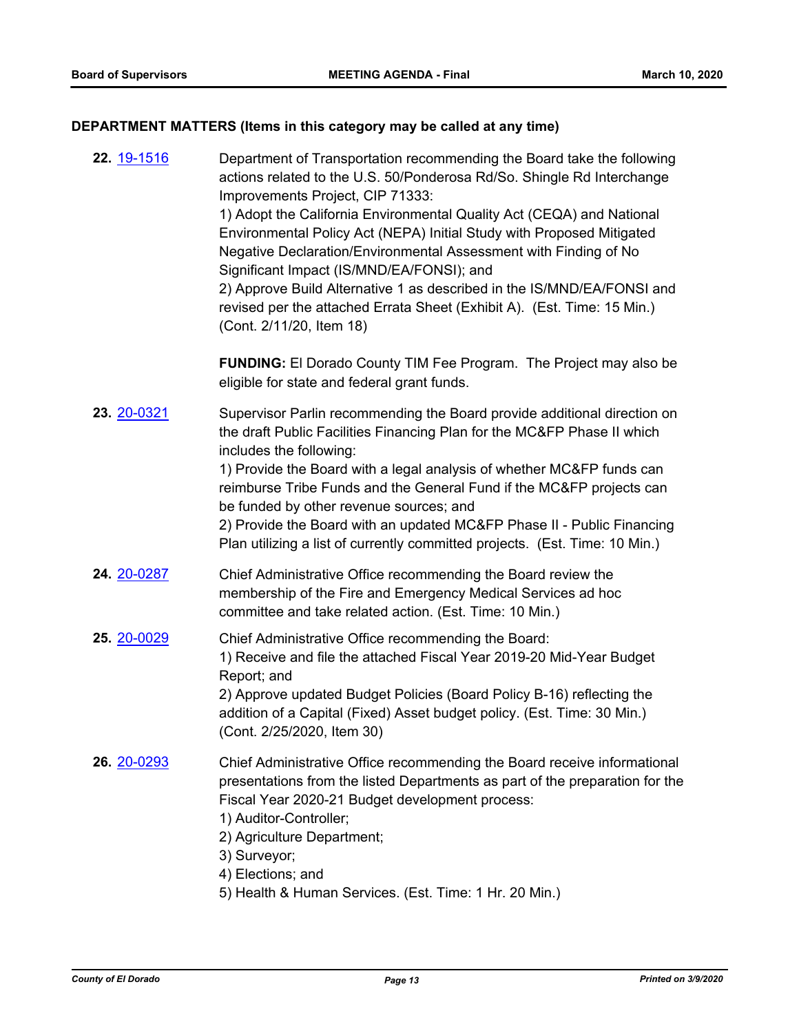## DEPARTMENT MATTERS (Items in this category may be called at any time)

**22.** [19-1516](19-1516) Department of Transportation recommending the Board take the following actions related to the U.S. 50/Ponderosa Rd/So. Shingle Rd Interchange Improvements Project, CIP 71333:
1) Adopt the California Environmental Quality Act (CEQA) and National Environmental Policy Act (NEPA) Initial Study with Proposed Mitigated Negative Declaration/Environmental Assessment with Finding of No Significant Impact (IS/MND/EA/FONSI); and
2) Approve Build Alternative 1 as described in the IS/MND/EA/FONSI and revised per the attached Errata Sheet (Exhibit A). (Est. Time: 15 Min.) (Cont. 2/11/20, Item 18)

**FUNDING:** El Dorado County TIM Fee Program. The Project may also be eligible for state and federal grant funds.

**23.** [20-0321](20-0321) Supervisor Parlin recommending the Board provide additional direction on the draft Public Facilities Financing Plan for the MC&FP Phase II which includes the following:
1) Provide the Board with a legal analysis of whether MC&FP funds can reimburse Tribe Funds and the General Fund if the MC&FP projects can be funded by other revenue sources; and
2) Provide the Board with an updated MC&FP Phase II - Public Financing Plan utilizing a list of currently committed projects. (Est. Time: 10 Min.)

**24.** [20-0287](20-0287) Chief Administrative Office recommending the Board review the membership of the Fire and Emergency Medical Services ad hoc committee and take related action. (Est. Time: 10 Min.)

**25.** [20-0029](20-0029) Chief Administrative Office recommending the Board:
1) Receive and file the attached Fiscal Year 2019-20 Mid-Year Budget Report; and
2) Approve updated Budget Policies (Board Policy B-16) reflecting the addition of a Capital (Fixed) Asset budget policy. (Est. Time: 30 Min.) (Cont. 2/25/2020, Item 30)

**26.** [20-0293](20-0293) Chief Administrative Office recommending the Board receive informational presentations from the listed Departments as part of the preparation for the Fiscal Year 2020-21 Budget development process:
1) Auditor-Controller;
2) Agriculture Department;
3) Surveyor;
4) Elections; and
5) Health & Human Services. (Est. Time: 1 Hr. 20 Min.)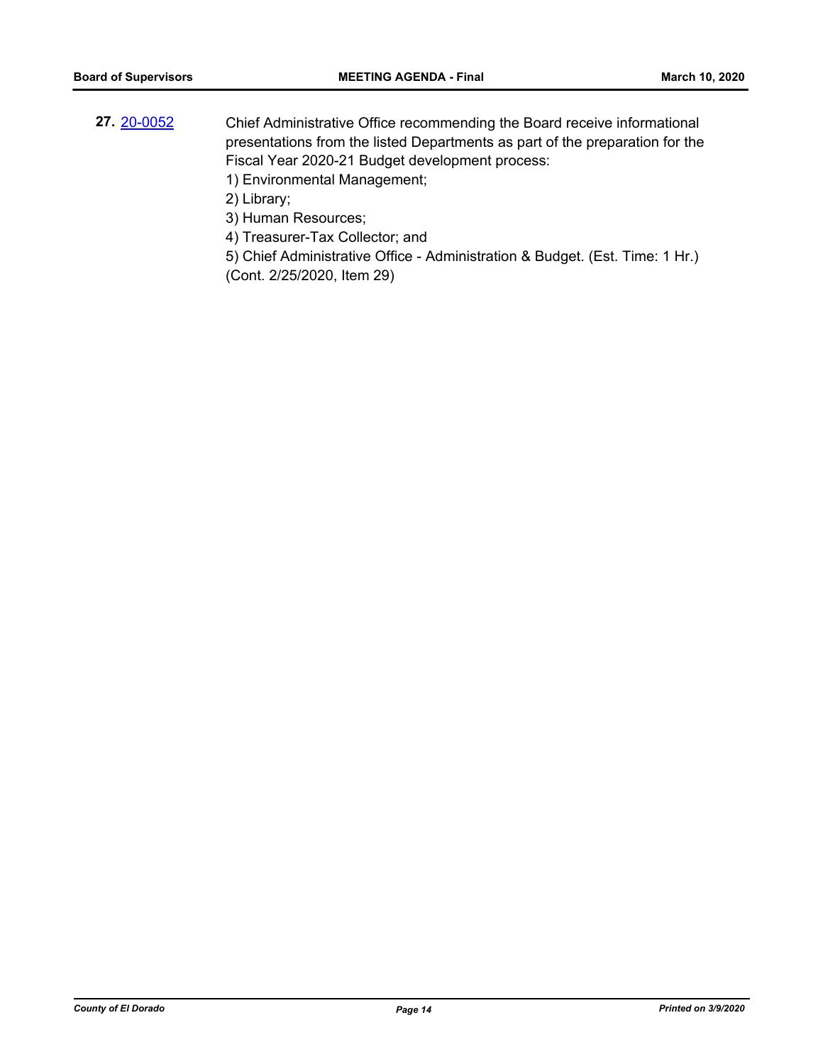**27.** [20-0052](20-0052)

Chief Administrative Office recommending the Board receive informational presentations from the listed Departments as part of the preparation for the Fiscal Year 2020-21 Budget development process:

1) Environmental Management;
2) Library;
3) Human Resources;
4) Treasurer-Tax Collector; and
5) Chief Administrative Office - Administration & Budget. (Est. Time: 1 Hr.)

(Cont. 2/25/2020, Item 29)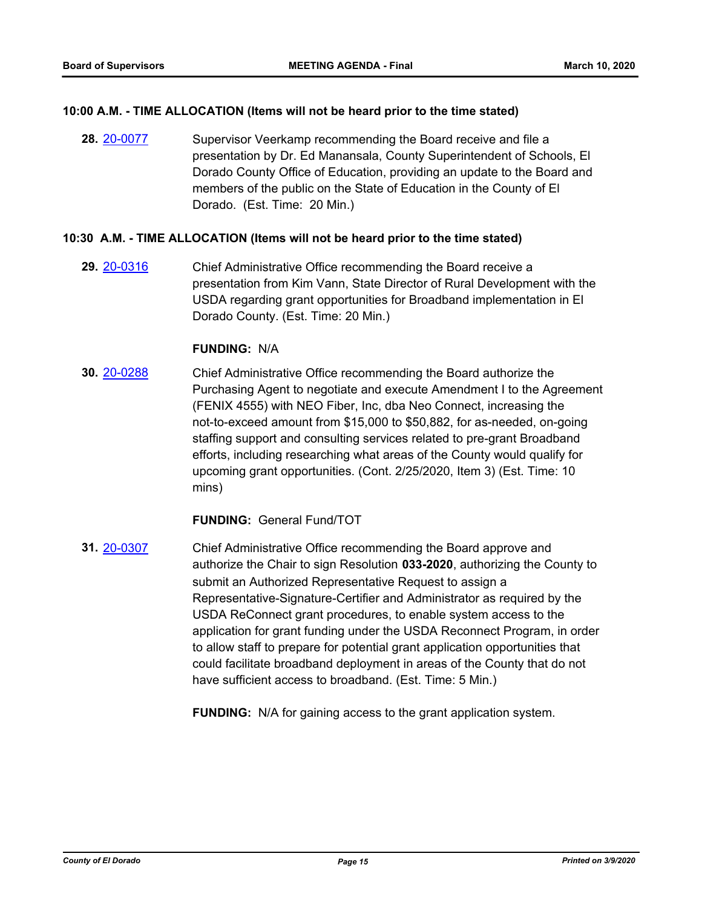**10:00 A.M. - TIME ALLOCATION (Items will not be heard prior to the time stated)**

**28.** 20-0077 Supervisor Veerkamp recommending the Board receive and file a presentation by Dr. Ed Manansala, County Superintendent of Schools, El Dorado County Office of Education, providing an update to the Board and members of the public on the State of Education in the County of El Dorado. (Est. Time: 20 Min.)

**10:30 A.M. - TIME ALLOCATION (Items will not be heard prior to the time stated)**

**29.** 20-0316 Chief Administrative Office recommending the Board receive a presentation from Kim Vann, State Director of Rural Development with the USDA regarding grant opportunities for Broadband implementation in El Dorado County. (Est. Time: 20 Min.)

**FUNDING:** N/A

**30.** 20-0288 Chief Administrative Office recommending the Board authorize the Purchasing Agent to negotiate and execute Amendment I to the Agreement (FENIX 4555) with NEO Fiber, Inc, dba Neo Connect, increasing the not-to-exceed amount from $15,000 to $50,882, for as-needed, on-going staffing support and consulting services related to pre-grant Broadband efforts, including researching what areas of the County would qualify for upcoming grant opportunities. (Cont. 2/25/2020, Item 3) (Est. Time: 10 mins)

**FUNDING:** General Fund/TOT

**31.** 20-0307 Chief Administrative Office recommending the Board approve and authorize the Chair to sign Resolution **033-2020**, authorizing the County to submit an Authorized Representative Request to assign a Representative-Signature-Certifier and Administrator as required by the USDA ReConnect grant procedures, to enable system access to the application for grant funding under the USDA Reconnect Program, in order to allow staff to prepare for potential grant application opportunities that could facilitate broadband deployment in areas of the County that do not have sufficient access to broadband. (Est. Time: 5 Min.)

**FUNDING:** N/A for gaining access to the grant application system.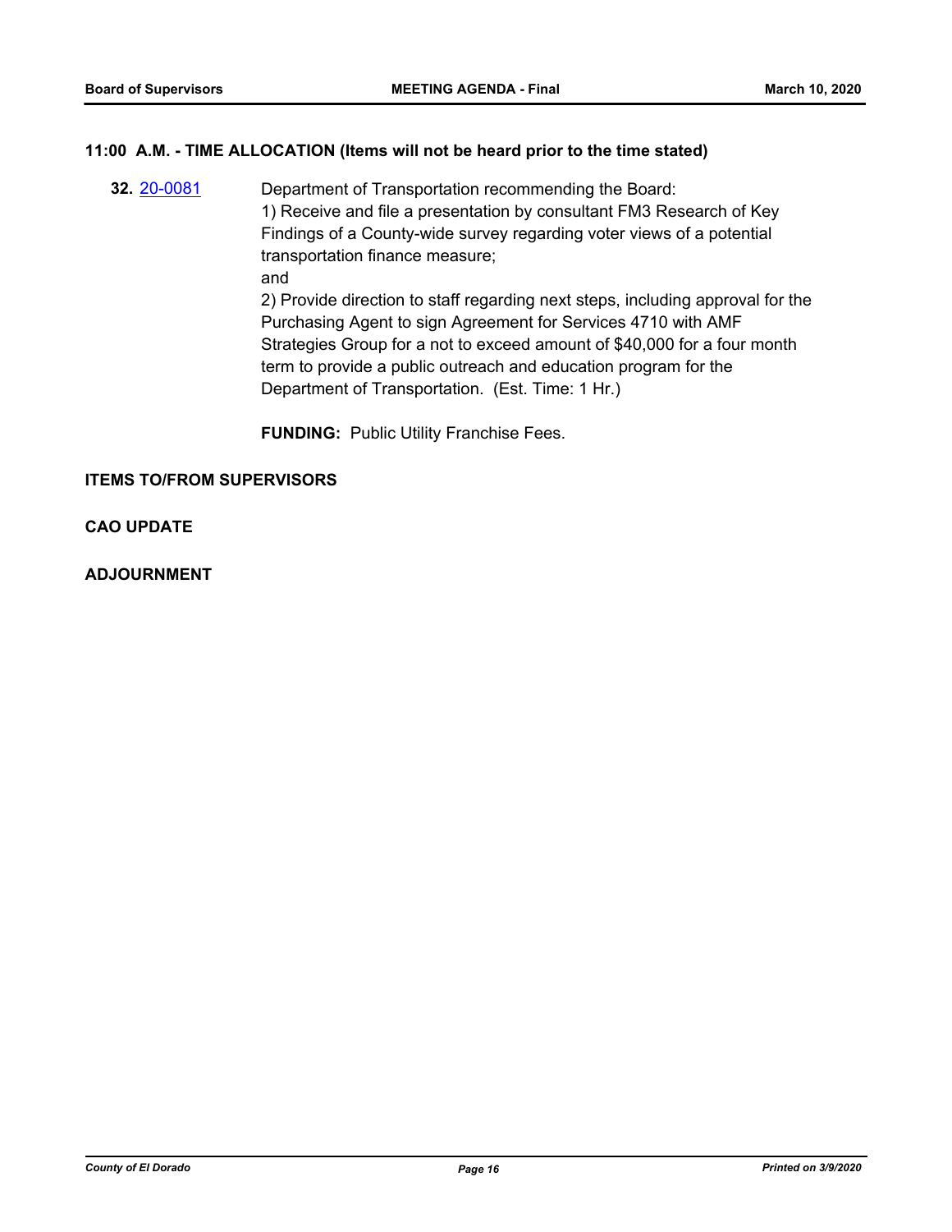## 11:00 A.M. - TIME ALLOCATION (Items will not be heard prior to the time stated)

**32.** 20-0081

Department of Transportation recommending the Board:
1) Receive and file a presentation by consultant FM3 Research of Key Findings of a County-wide survey regarding voter views of a potential transportation finance measure;
and
2) Provide direction to staff regarding next steps, including approval for the Purchasing Agent to sign Agreement for Services 4710 with AMF Strategies Group for a not to exceed amount of $40,000 for a four month term to provide a public outreach and education program for the Department of Transportation. (Est. Time: 1 Hr.)

**FUNDING:** Public Utility Franchise Fees.

## ITEMS TO/FROM SUPERVISORS

## CAO UPDATE

## ADJOURNMENT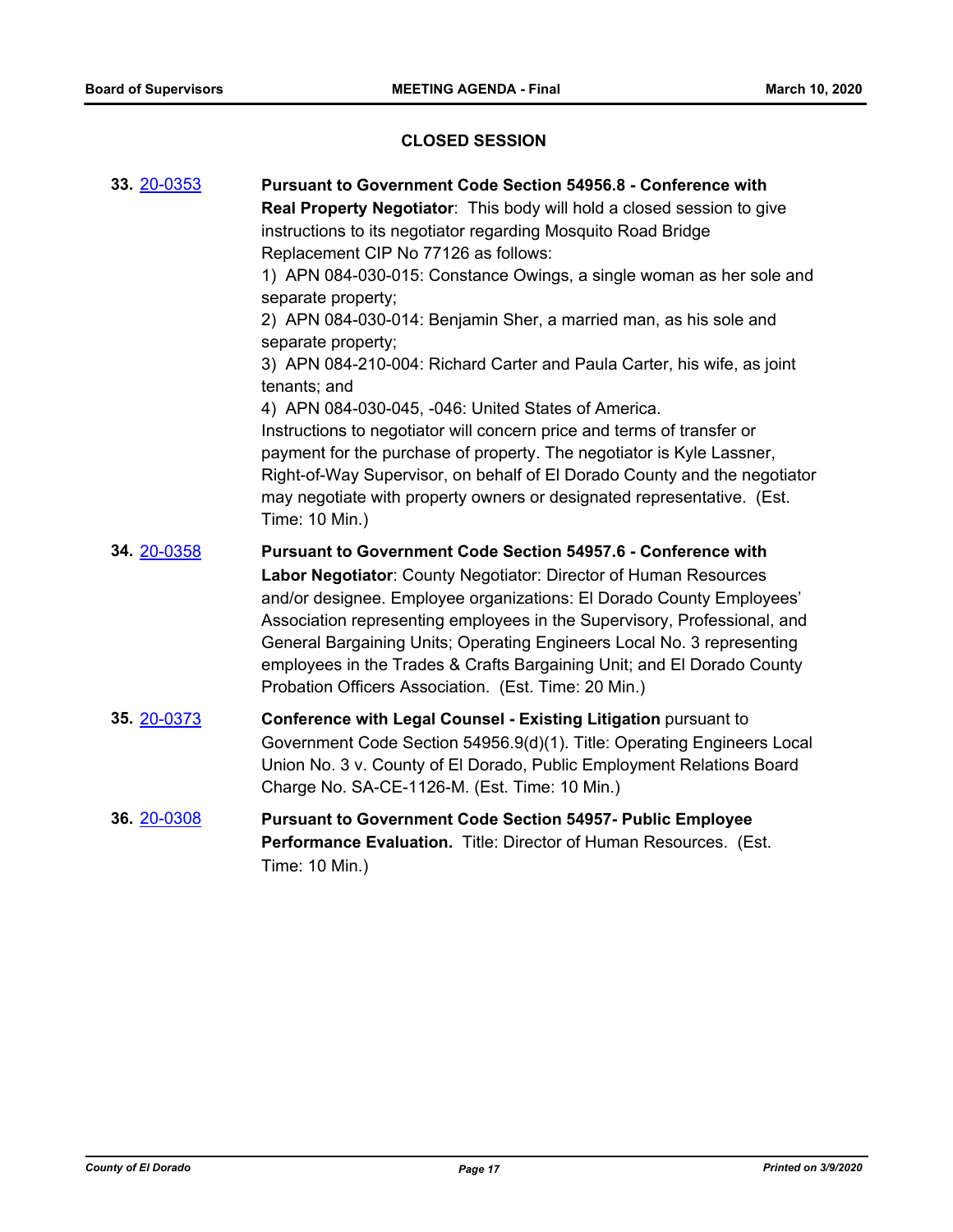## CLOSED SESSION

**33.** 20-0353 **Pursuant to Government Code Section 54956.8 - Conference with Real Property Negotiator**: This body will hold a closed session to give instructions to its negotiator regarding Mosquito Road Bridge Replacement CIP No 77126 as follows:
1) APN 084-030-015: Constance Owings, a single woman as her sole and separate property;
2) APN 084-030-014: Benjamin Sher, a married man, as his sole and separate property;
3) APN 084-210-004: Richard Carter and Paula Carter, his wife, as joint tenants; and
4) APN 084-030-045, -046: United States of America.
Instructions to negotiator will concern price and terms of transfer or payment for the purchase of property. The negotiator is Kyle Lassner, Right-of-Way Supervisor, on behalf of El Dorado County and the negotiator may negotiate with property owners or designated representative. (Est. Time: 10 Min.)

**34.** 20-0358 **Pursuant to Government Code Section 54957.6 - Conference with Labor Negotiator**: County Negotiator: Director of Human Resources and/or designee. Employee organizations: El Dorado County Employees' Association representing employees in the Supervisory, Professional, and General Bargaining Units; Operating Engineers Local No. 3 representing employees in the Trades & Crafts Bargaining Unit; and El Dorado County Probation Officers Association. (Est. Time: 20 Min.)

**35.** 20-0373 **Conference with Legal Counsel - Existing Litigation** pursuant to Government Code Section 54956.9(d)(1). Title: Operating Engineers Local Union No. 3 v. County of El Dorado, Public Employment Relations Board Charge No. SA-CE-1126-M. (Est. Time: 10 Min.)

**36.** 20-0308 **Pursuant to Government Code Section 54957- Public Employee Performance Evaluation.** Title: Director of Human Resources. (Est. Time: 10 Min.)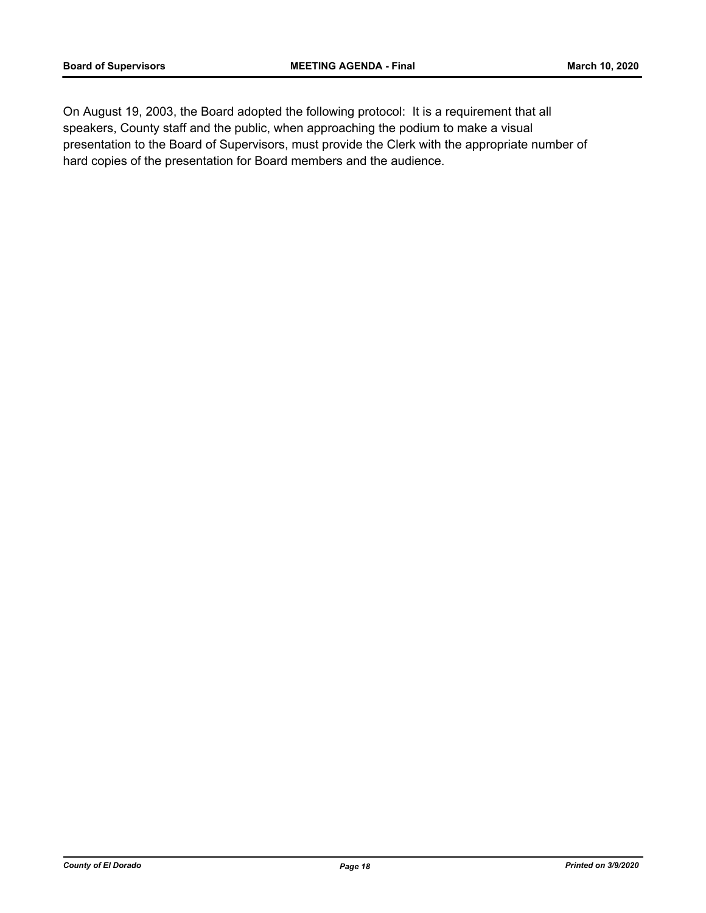On August 19, 2003, the Board adopted the following protocol: It is a requirement that all speakers, County staff and the public, when approaching the podium to make a visual presentation to the Board of Supervisors, must provide the Clerk with the appropriate number of hard copies of the presentation for Board members and the audience.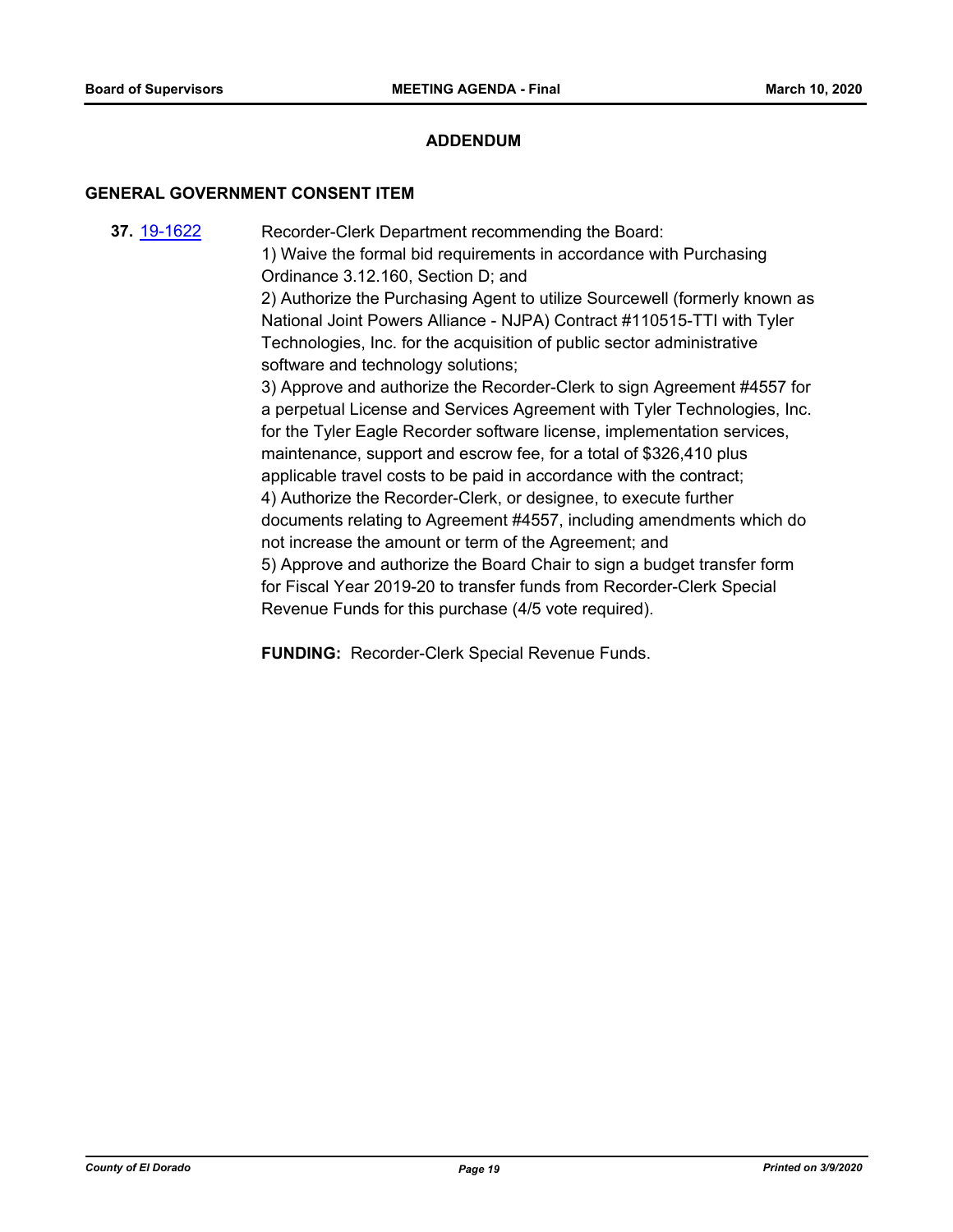## ADDENDUM

### GENERAL GOVERNMENT CONSENT ITEM

**37.** [19-1622]

Recorder-Clerk Department recommending the Board:

1) Waive the formal bid requirements in accordance with Purchasing Ordinance 3.12.160, Section D; and

2) Authorize the Purchasing Agent to utilize Sourcewell (formerly known as National Joint Powers Alliance - NJPA) Contract #110515-TTI with Tyler Technologies, Inc. for the acquisition of public sector administrative software and technology solutions;

3) Approve and authorize the Recorder-Clerk to sign Agreement #4557 for a perpetual License and Services Agreement with Tyler Technologies, Inc. for the Tyler Eagle Recorder software license, implementation services, maintenance, support and escrow fee, for a total of $326,410 plus applicable travel costs to be paid in accordance with the contract;

4) Authorize the Recorder-Clerk, or designee, to execute further documents relating to Agreement #4557, including amendments which do not increase the amount or term of the Agreement; and

5) Approve and authorize the Board Chair to sign a budget transfer form for Fiscal Year 2019-20 to transfer funds from Recorder-Clerk Special Revenue Funds for this purchase (4/5 vote required).

**FUNDING:** Recorder-Clerk Special Revenue Funds.